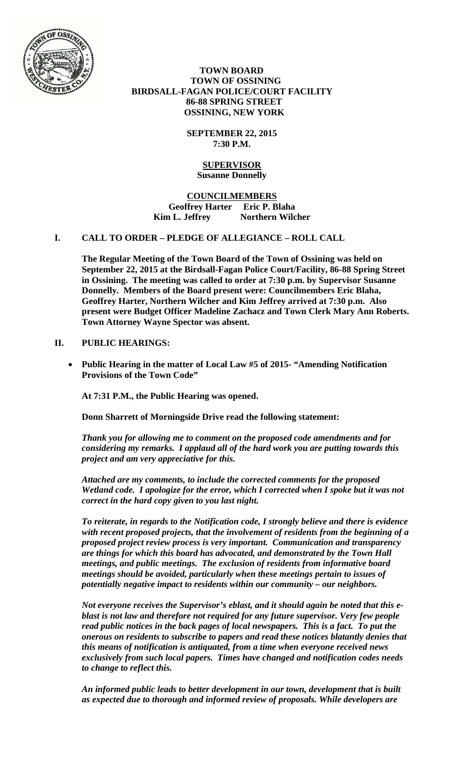**TOWN BOARD**
**TOWN OF OSSINING**
**BIRDSALL-FAGAN POLICE/COURT FACILITY**
**86-88 SPRING STREET**
**OSSINING, NEW YORK**

**SEPTEMBER 22, 2015**
**7:30 P.M.**

**SUPERVISOR**
**Susanne Donnelly**

**COUNCILMEMBERS**
**Geoffrey Harter Eric P. Blaha**
**Kim L. Jeffrey Northern Wilcher**

## I. CALL TO ORDER – PLEDGE OF ALLEGIANCE – ROLL CALL

**The Regular Meeting of the Town Board of the Town of Ossining was held on September 22, 2015 at the Birdsall-Fagan Police Court/Facility, 86-88 Spring Street in Ossining. The meeting was called to order at 7:30 p.m. by Supervisor Susanne Donnelly. Members of the Board present were: Councilmembers Eric Blaha, Geoffrey Harter, Northern Wilcher and Kim Jeffrey arrived at 7:30 p.m. Also present were Budget Officer Madeline Zachacz and Town Clerk Mary Ann Roberts. Town Attorney Wayne Spector was absent.**

## II. PUBLIC HEARINGS:

- **Public Hearing in the matter of Local Law #5 of 2015- "Amending Notification Provisions of the Town Code"**

**At 7:31 P.M., the Public Hearing was opened.**

**Donn Sharrett of Morningside Drive read the following statement:**

***Thank you for allowing me to comment on the proposed code amendments and for considering my remarks. I applaud all of the hard work you are putting towards this project and am very appreciative for this.***

***Attached are my comments, to include the corrected comments for the proposed Wetland code. I apologize for the error, which I corrected when I spoke but it was not correct in the hard copy given to you last night.***

***To reiterate, in regards to the Notification code, I strongly believe and there is evidence with recent proposed projects, that the involvement of residents from the beginning of a proposed project review process is very important. Communication and transparency are things for which this board has advocated, and demonstrated by the Town Hall meetings, and public meetings. The exclusion of residents from informative board meetings should be avoided, particularly when these meetings pertain to issues of potentially negative impact to residents within our community – our neighbors.***

***Not everyone receives the Supervisor's eblast, and it should again be noted that this e-blast is not law and therefore not required for any future supervisor. Very few people read public notices in the back pages of local newspapers. This is a fact. To put the onerous on residents to subscribe to papers and read these notices blatantly denies that this means of notification is antiquated, from a time when everyone received news exclusively from such local papers. Times have changed and notification codes needs to change to reflect this.***

***An informed public leads to better development in our town, development that is built as expected due to thorough and informed review of proposals. While developers are***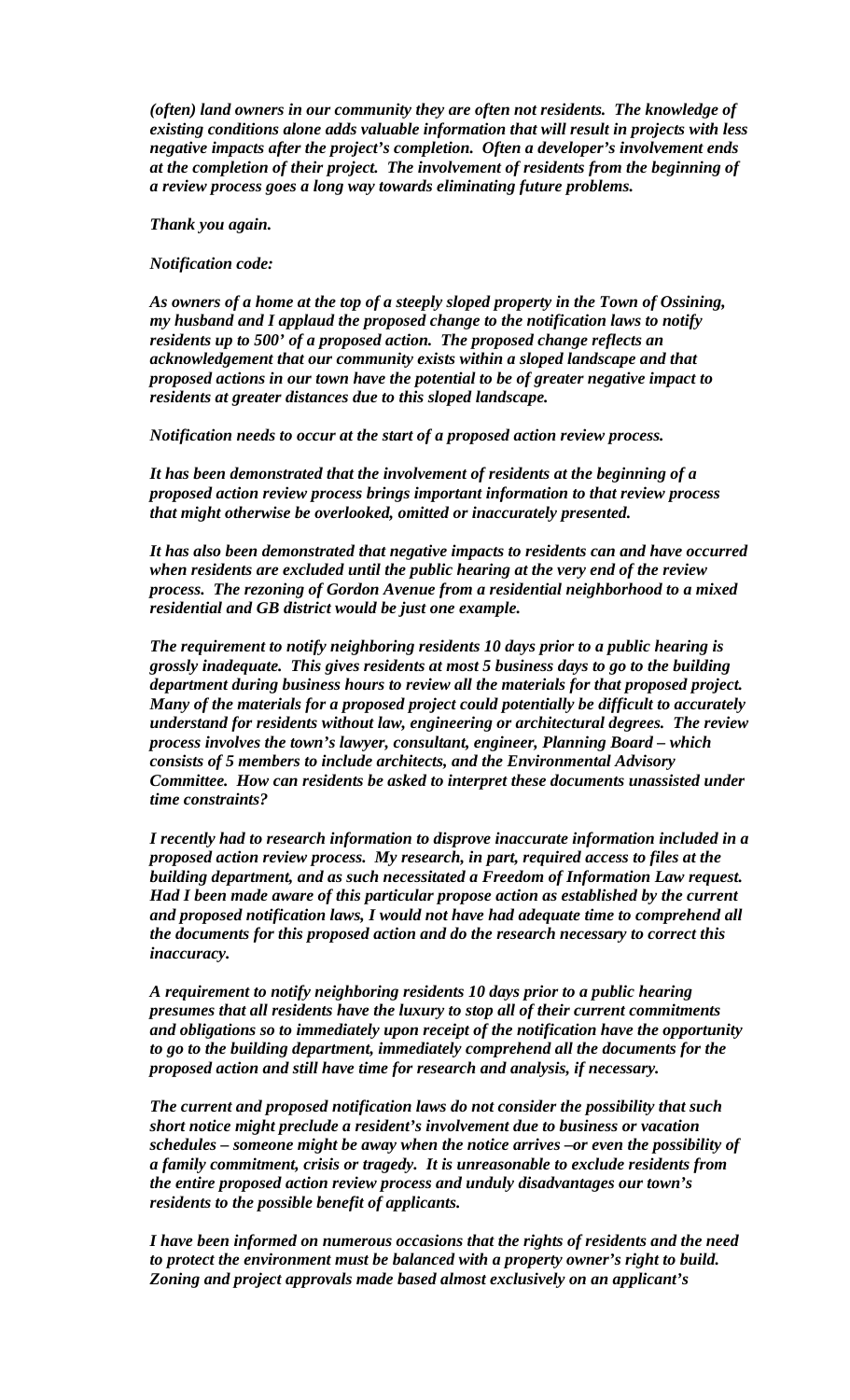*(often) land owners in our community they are often not residents. The knowledge of existing conditions alone adds valuable information that will result in projects with less negative impacts after the project's completion. Often a developer's involvement ends at the completion of their project. The involvement of residents from the beginning of a review process goes a long way towards eliminating future problems.*

***Thank you again.***

***Notification code:***

***As owners of a home at the top of a steeply sloped property in the Town of Ossining, my husband and I applaud the proposed change to the notification laws to notify residents up to 500' of a proposed action. The proposed change reflects an acknowledgement that our community exists within a sloped landscape and that proposed actions in our town have the potential to be of greater negative impact to residents at greater distances due to this sloped landscape.***

***Notification needs to occur at the start of a proposed action review process.***

***It has been demonstrated that the involvement of residents at the beginning of a proposed action review process brings important information to that review process that might otherwise be overlooked, omitted or inaccurately presented.***

***It has also been demonstrated that negative impacts to residents can and have occurred when residents are excluded until the public hearing at the very end of the review process. The rezoning of Gordon Avenue from a residential neighborhood to a mixed residential and GB district would be just one example.***

***The requirement to notify neighboring residents 10 days prior to a public hearing is grossly inadequate. This gives residents at most 5 business days to go to the building department during business hours to review all the materials for that proposed project. Many of the materials for a proposed project could potentially be difficult to accurately understand for residents without law, engineering or architectural degrees. The review process involves the town's lawyer, consultant, engineer, Planning Board – which consists of 5 members to include architects, and the Environmental Advisory Committee. How can residents be asked to interpret these documents unassisted under time constraints?***

***I recently had to research information to disprove inaccurate information included in a proposed action review process. My research, in part, required access to files at the building department, and as such necessitated a Freedom of Information Law request. Had I been made aware of this particular propose action as established by the current and proposed notification laws, I would not have had adequate time to comprehend all the documents for this proposed action and do the research necessary to correct this inaccuracy.***

***A requirement to notify neighboring residents 10 days prior to a public hearing presumes that all residents have the luxury to stop all of their current commitments and obligations so to immediately upon receipt of the notification have the opportunity to go to the building department, immediately comprehend all the documents for the proposed action and still have time for research and analysis, if necessary.***

***The current and proposed notification laws do not consider the possibility that such short notice might preclude a resident's involvement due to business or vacation schedules – someone might be away when the notice arrives –or even the possibility of a family commitment, crisis or tragedy. It is unreasonable to exclude residents from the entire proposed action review process and unduly disadvantages our town's residents to the possible benefit of applicants.***

***I have been informed on numerous occasions that the rights of residents and the need to protect the environment must be balanced with a property owner's right to build. Zoning and project approvals made based almost exclusively on an applicant's***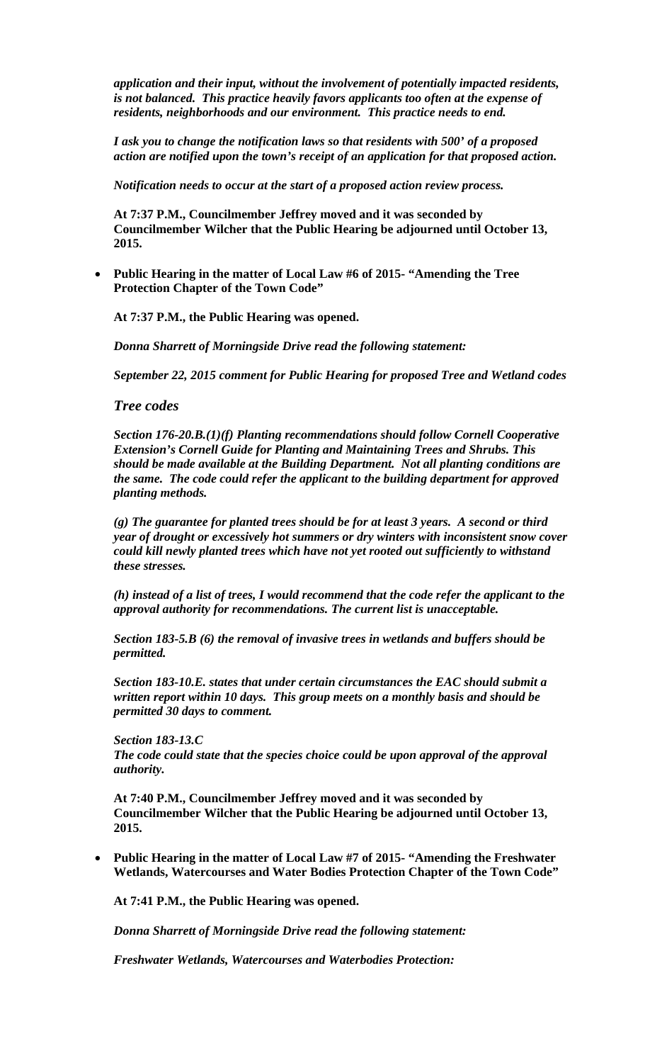*application and their input, without the involvement of potentially impacted residents, is not balanced. This practice heavily favors applicants too often at the expense of residents, neighborhoods and our environment. This practice needs to end.*

*I ask you to change the notification laws so that residents with 500' of a proposed action are notified upon the town's receipt of an application for that proposed action.*

*Notification needs to occur at the start of a proposed action review process.*

**At 7:37 P.M., Councilmember Jeffrey moved and it was seconded by Councilmember Wilcher that the Public Hearing be adjourned until October 13, 2015.**

- **Public Hearing in the matter of Local Law #6 of 2015- "Amending the Tree Protection Chapter of the Town Code"**

**At 7:37 P.M., the Public Hearing was opened.**

***Donna Sharrett of Morningside Drive read the following statement:***

***September 22, 2015 comment for Public Hearing for proposed Tree and Wetland codes***

*Tree codes*

***Section 176-20.B.(1)(f) Planting recommendations should follow Cornell Cooperative Extension's Cornell Guide for Planting and Maintaining Trees and Shrubs. This should be made available at the Building Department. Not all planting conditions are the same. The code could refer the applicant to the building department for approved planting methods.***

***(g) The guarantee for planted trees should be for at least 3 years. A second or third year of drought or excessively hot summers or dry winters with inconsistent snow cover could kill newly planted trees which have not yet rooted out sufficiently to withstand these stresses.***

***(h) instead of a list of trees, I would recommend that the code refer the applicant to the approval authority for recommendations. The current list is unacceptable.***

***Section 183-5.B (6) the removal of invasive trees in wetlands and buffers should be permitted.***

***Section 183-10.E. states that under certain circumstances the EAC should submit a written report within 10 days. This group meets on a monthly basis and should be permitted 30 days to comment.***

***Section 183-13.C***
***The code could state that the species choice could be upon approval of the approval authority.***

**At 7:40 P.M., Councilmember Jeffrey moved and it was seconded by Councilmember Wilcher that the Public Hearing be adjourned until October 13, 2015.**

- **Public Hearing in the matter of Local Law #7 of 2015- "Amending the Freshwater Wetlands, Watercourses and Water Bodies Protection Chapter of the Town Code"**

**At 7:41 P.M., the Public Hearing was opened.**

***Donna Sharrett of Morningside Drive read the following statement:***

***Freshwater Wetlands, Watercourses and Waterbodies Protection:***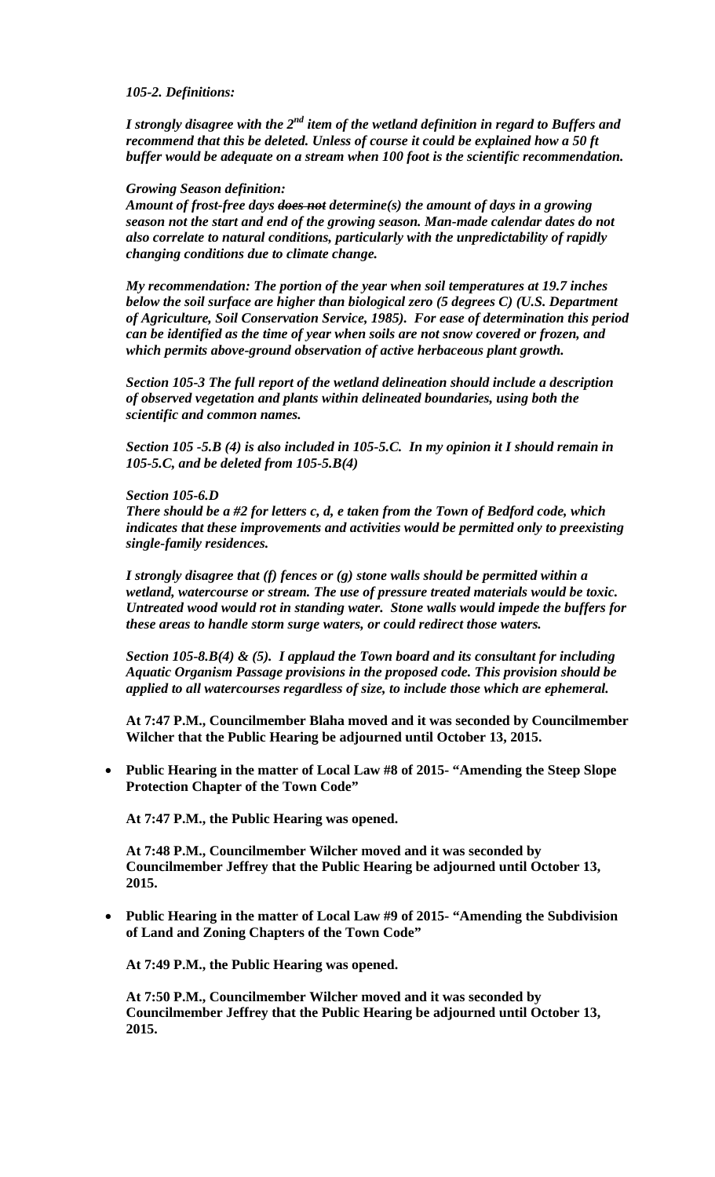***105-2. Definitions:***

***I strongly disagree with the 2nd item of the wetland definition in regard to Buffers and recommend that this be deleted. Unless of course it could be explained how a 50 ft buffer would be adequate on a stream when 100 foot is the scientific recommendation.***

***Growing Season definition:***

***Amount of frost-free days ~~does not~~ determine(s) the amount of days in a growing season not the start and end of the growing season. Man-made calendar dates do not also correlate to natural conditions, particularly with the unpredictability of rapidly changing conditions due to climate change.***

***My recommendation: The portion of the year when soil temperatures at 19.7 inches below the soil surface are higher than biological zero (5 degrees C) (U.S. Department of Agriculture, Soil Conservation Service, 1985). For ease of determination this period can be identified as the time of year when soils are not snow covered or frozen, and which permits above-ground observation of active herbaceous plant growth.***

***Section 105-3 The full report of the wetland delineation should include a description of observed vegetation and plants within delineated boundaries, using both the scientific and common names.***

***Section 105 -5.B (4) is also included in 105-5.C. In my opinion it I should remain in 105-5.C, and be deleted from 105-5.B(4)***

***Section 105-6.D***

***There should be a #2 for letters c, d, e taken from the Town of Bedford code, which indicates that these improvements and activities would be permitted only to preexisting single-family residences.***

***I strongly disagree that (f) fences or (g) stone walls should be permitted within a wetland, watercourse or stream. The use of pressure treated materials would be toxic. Untreated wood would rot in standing water. Stone walls would impede the buffers for these areas to handle storm surge waters, or could redirect those waters.***

***Section 105-8.B(4) & (5). I applaud the Town board and its consultant for including Aquatic Organism Passage provisions in the proposed code. This provision should be applied to all watercourses regardless of size, to include those which are ephemeral.***

**At 7:47 P.M., Councilmember Blaha moved and it was seconded by Councilmember Wilcher that the Public Hearing be adjourned until October 13, 2015.**

- **Public Hearing in the matter of Local Law #8 of 2015- "Amending the Steep Slope Protection Chapter of the Town Code"**

  **At 7:47 P.M., the Public Hearing was opened.**

  **At 7:48 P.M., Councilmember Wilcher moved and it was seconded by Councilmember Jeffrey that the Public Hearing be adjourned until October 13, 2015.**

- **Public Hearing in the matter of Local Law #9 of 2015- "Amending the Subdivision of Land and Zoning Chapters of the Town Code"**

  **At 7:49 P.M., the Public Hearing was opened.**

  **At 7:50 P.M., Councilmember Wilcher moved and it was seconded by Councilmember Jeffrey that the Public Hearing be adjourned until October 13, 2015.**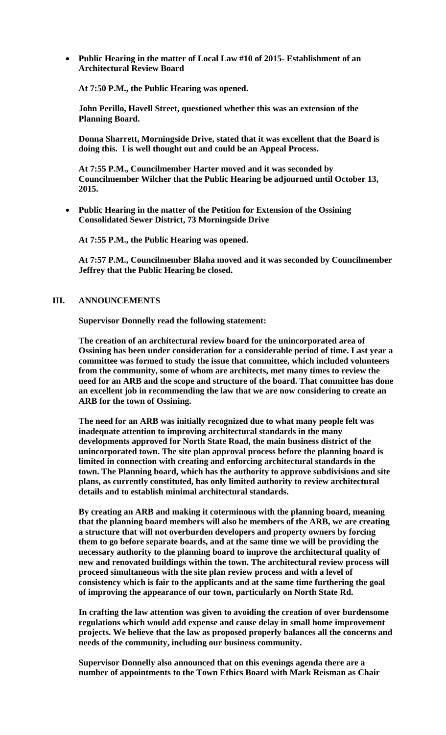- **Public Hearing in the matter of Local Law #10 of 2015- Establishment of an Architectural Review Board**

  **At 7:50 P.M., the Public Hearing was opened.**

  **John Perillo, Havell Street, questioned whether this was an extension of the Planning Board.**

  **Donna Sharrett, Morningside Drive, stated that it was excellent that the Board is doing this. I is well thought out and could be an Appeal Process.**

  **At 7:55 P.M., Councilmember Harter moved and it was seconded by Councilmember Wilcher that the Public Hearing be adjourned until October 13, 2015.**

- **Public Hearing in the matter of the Petition for Extension of the Ossining Consolidated Sewer District, 73 Morningside Drive**

  **At 7:55 P.M., the Public Hearing was opened.**

  **At 7:57 P.M., Councilmember Blaha moved and it was seconded by Councilmember Jeffrey that the Public Hearing be closed.**

## III. ANNOUNCEMENTS

**Supervisor Donnelly read the following statement:**

**The creation of an architectural review board for the unincorporated area of Ossining has been under consideration for a considerable period of time. Last year a committee was formed to study the issue that committee, which included volunteers from the community, some of whom are architects, met many times to review the need for an ARB and the scope and structure of the board. That committee has done an excellent job in recommending the law that we are now considering to create an ARB for the town of Ossining.**

**The need for an ARB was initially recognized due to what many people felt was inadequate attention to improving architectural standards in the many developments approved for North State Road, the main business district of the unincorporated town. The site plan approval process before the planning board is limited in connection with creating and enforcing architectural standards in the town. The Planning board, which has the authority to approve subdivisions and site plans, as currently constituted, has only limited authority to review architectural details and to establish minimal architectural standards.**

**By creating an ARB and making it coterminous with the planning board, meaning that the planning board members will also be members of the ARB, we are creating a structure that will not overburden developers and property owners by forcing them to go before separate boards, and at the same time we will be providing the necessary authority to the planning board to improve the architectural quality of new and renovated buildings within the town. The architectural review process will proceed simultaneous with the site plan review process and with a level of consistency which is fair to the applicants and at the same time furthering the goal of improving the appearance of our town, particularly on North State Rd.**

**In crafting the law attention was given to avoiding the creation of over burdensome regulations which would add expense and cause delay in small home improvement projects. We believe that the law as proposed properly balances all the concerns and needs of the community, including our business community.**

**Supervisor Donnelly also announced that on this evenings agenda there are a number of appointments to the Town Ethics Board with Mark Reisman as Chair**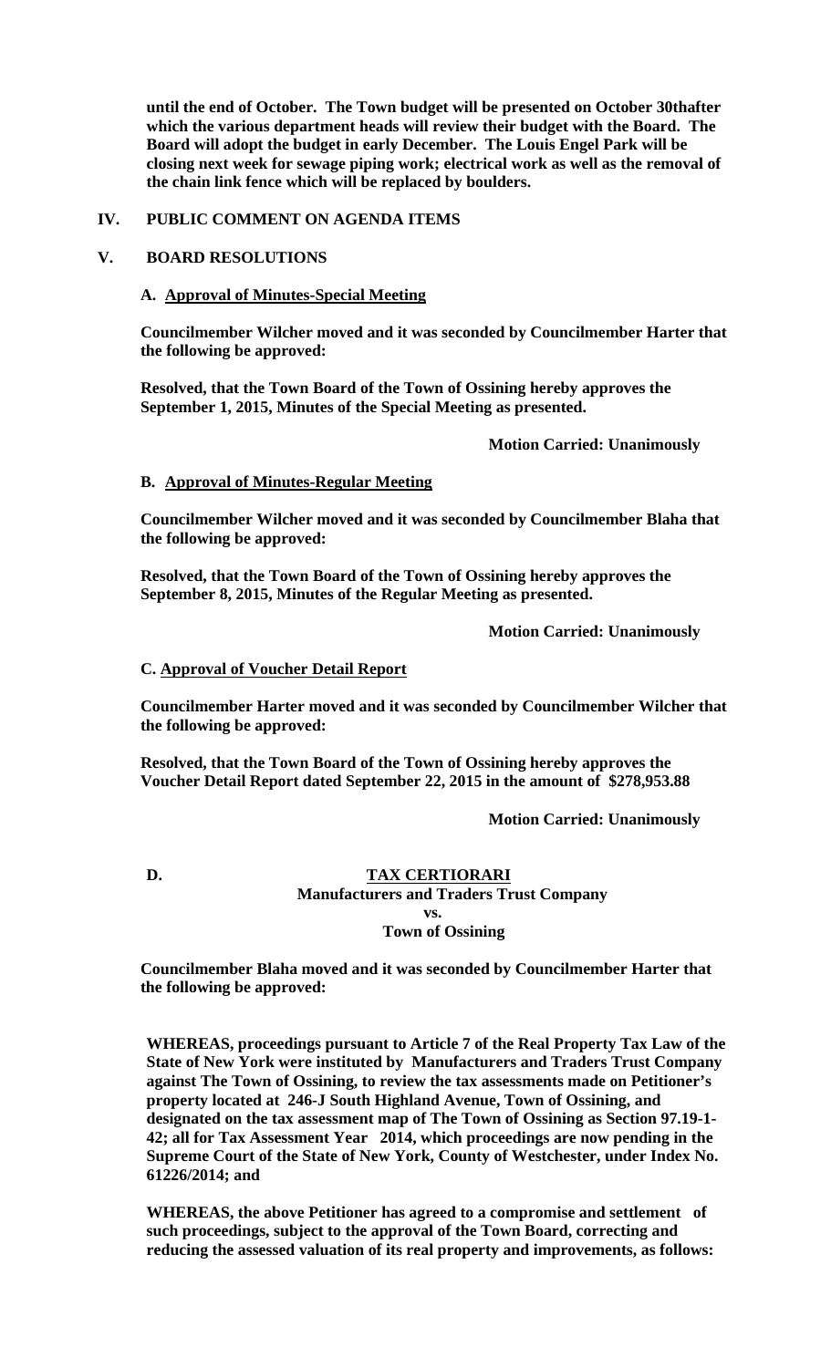**until the end of October. The Town budget will be presented on October 30thafter which the various department heads will review their budget with the Board. The Board will adopt the budget in early December. The Louis Engel Park will be closing next week for sewage piping work; electrical work as well as the removal of the chain link fence which will be replaced by boulders.**

## IV. PUBLIC COMMENT ON AGENDA ITEMS

## V. BOARD RESOLUTIONS

### A. Approval of Minutes-Special Meeting

**Councilmember Wilcher moved and it was seconded by Councilmember Harter that the following be approved:**

**Resolved, that the Town Board of the Town of Ossining hereby approves the September 1, 2015, Minutes of the Special Meeting as presented.**

**Motion Carried: Unanimously**

### B. Approval of Minutes-Regular Meeting

**Councilmember Wilcher moved and it was seconded by Councilmember Blaha that the following be approved:**

**Resolved, that the Town Board of the Town of Ossining hereby approves the September 8, 2015, Minutes of the Regular Meeting as presented.**

**Motion Carried: Unanimously**

### C. Approval of Voucher Detail Report

**Councilmember Harter moved and it was seconded by Councilmember Wilcher that the following be approved:**

**Resolved, that the Town Board of the Town of Ossining hereby approves the Voucher Detail Report dated September 22, 2015 in the amount of $278,953.88**

**Motion Carried: Unanimously**

### D. TAX CERTIORARI

**Manufacturers and Traders Trust Company**
**vs.**
**Town of Ossining**

**Councilmember Blaha moved and it was seconded by Councilmember Harter that the following be approved:**

**WHEREAS, proceedings pursuant to Article 7 of the Real Property Tax Law of the State of New York were instituted by Manufacturers and Traders Trust Company against The Town of Ossining, to review the tax assessments made on Petitioner's property located at 246-J South Highland Avenue, Town of Ossining, and designated on the tax assessment map of The Town of Ossining as Section 97.19-1-42; all for Tax Assessment Year 2014, which proceedings are now pending in the Supreme Court of the State of New York, County of Westchester, under Index No. 61226/2014; and**

**WHEREAS, the above Petitioner has agreed to a compromise and settlement of such proceedings, subject to the approval of the Town Board, correcting and reducing the assessed valuation of its real property and improvements, as follows:**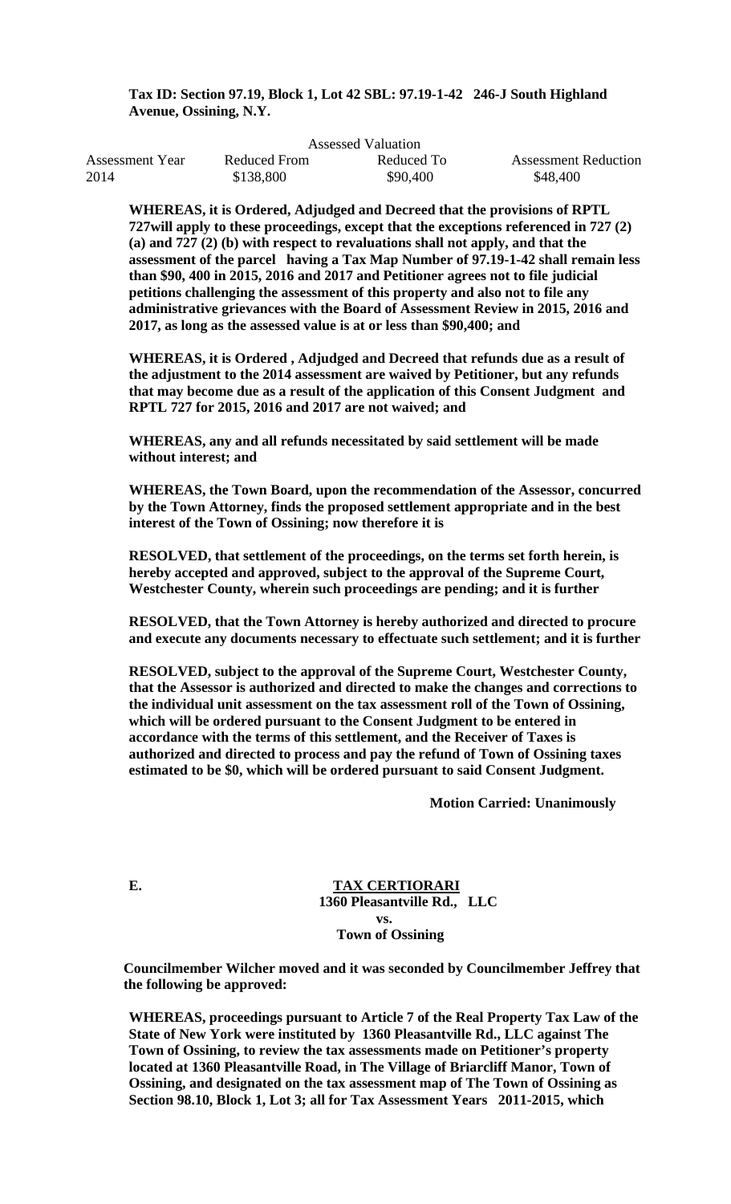**Tax ID: Section 97.19, Block 1, Lot 42 SBL: 97.19-1-42 246-J South Highland Avenue, Ossining, N.Y.**

| | Assessed Valuation | | |
|---|---|---|---|
| Assessment Year | Reduced From | Reduced To | Assessment Reduction |
| 2014 | $138,800 | $90,400 | $48,400 |

**WHEREAS, it is Ordered, Adjudged and Decreed that the provisions of RPTL 727will apply to these proceedings, except that the exceptions referenced in 727 (2) (a) and 727 (2) (b) with respect to revaluations shall not apply, and that the assessment of the parcel having a Tax Map Number of 97.19-1-42 shall remain less than $90, 400 in 2015, 2016 and 2017 and Petitioner agrees not to file judicial petitions challenging the assessment of this property and also not to file any administrative grievances with the Board of Assessment Review in 2015, 2016 and 2017, as long as the assessed value is at or less than $90,400; and**

**WHEREAS, it is Ordered , Adjudged and Decreed that refunds due as a result of the adjustment to the 2014 assessment are waived by Petitioner, but any refunds that may become due as a result of the application of this Consent Judgment and RPTL 727 for 2015, 2016 and 2017 are not waived; and**

**WHEREAS, any and all refunds necessitated by said settlement will be made without interest; and**

**WHEREAS, the Town Board, upon the recommendation of the Assessor, concurred by the Town Attorney, finds the proposed settlement appropriate and in the best interest of the Town of Ossining; now therefore it is**

**RESOLVED, that settlement of the proceedings, on the terms set forth herein, is hereby accepted and approved, subject to the approval of the Supreme Court, Westchester County, wherein such proceedings are pending; and it is further**

**RESOLVED, that the Town Attorney is hereby authorized and directed to procure and execute any documents necessary to effectuate such settlement; and it is further**

**RESOLVED, subject to the approval of the Supreme Court, Westchester County, that the Assessor is authorized and directed to make the changes and corrections to the individual unit assessment on the tax assessment roll of the Town of Ossining, which will be ordered pursuant to the Consent Judgment to be entered in accordance with the terms of this settlement, and the Receiver of Taxes is authorized and directed to process and pay the refund of Town of Ossining taxes estimated to be $0, which will be ordered pursuant to said Consent Judgment.**

**Motion Carried: Unanimously**

**E. TAX CERTIORARI**
**1360 Pleasantville Rd., LLC**
**vs.**
**Town of Ossining**

**Councilmember Wilcher moved and it was seconded by Councilmember Jeffrey that the following be approved:**

**WHEREAS, proceedings pursuant to Article 7 of the Real Property Tax Law of the State of New York were instituted by 1360 Pleasantville Rd., LLC against The Town of Ossining, to review the tax assessments made on Petitioner's property located at 1360 Pleasantville Road, in The Village of Briarcliff Manor, Town of Ossining, and designated on the tax assessment map of The Town of Ossining as Section 98.10, Block 1, Lot 3; all for Tax Assessment Years 2011-2015, which**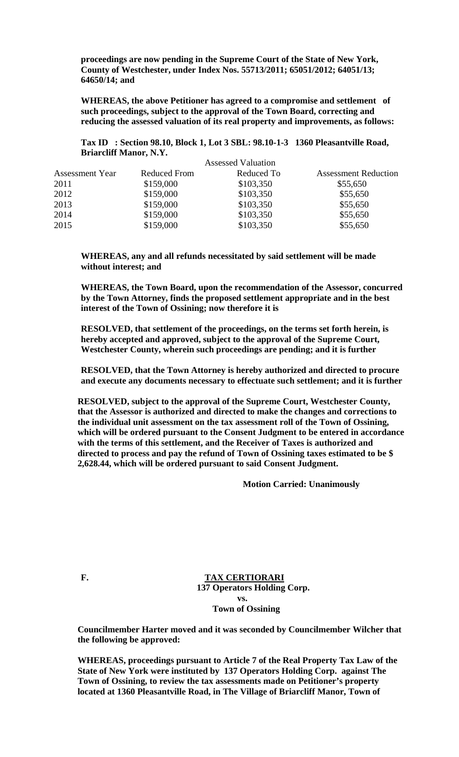**proceedings are now pending in the Supreme Court of the State of New York, County of Westchester, under Index Nos. 55713/2011; 65051/2012; 64051/13; 64650/14; and**

**WHEREAS, the above Petitioner has agreed to a compromise and settlement of such proceedings, subject to the approval of the Town Board, correcting and reducing the assessed valuation of its real property and improvements, as follows:**

**Tax ID : Section 98.10, Block 1, Lot 3 SBL: 98.10-1-3 1360 Pleasantville Road, Briarcliff Manor, N.Y.**

| | Assessed Valuation | | |
|---|---|---|---|
| Assessment Year | Reduced From | Reduced To | Assessment Reduction |
| 2011 | $159,000 | $103,350 | $55,650 |
| 2012 | $159,000 | $103,350 | $55,650 |
| 2013 | $159,000 | $103,350 | $55,650 |
| 2014 | $159,000 | $103,350 | $55,650 |
| 2015 | $159,000 | $103,350 | $55,650 |

**WHEREAS, any and all refunds necessitated by said settlement will be made without interest; and**

**WHEREAS, the Town Board, upon the recommendation of the Assessor, concurred by the Town Attorney, finds the proposed settlement appropriate and in the best interest of the Town of Ossining; now therefore it is**

**RESOLVED, that settlement of the proceedings, on the terms set forth herein, is hereby accepted and approved, subject to the approval of the Supreme Court, Westchester County, wherein such proceedings are pending; and it is further**

**RESOLVED, that the Town Attorney is hereby authorized and directed to procure and execute any documents necessary to effectuate such settlement; and it is further**

**RESOLVED, subject to the approval of the Supreme Court, Westchester County, that the Assessor is authorized and directed to make the changes and corrections to the individual unit assessment on the tax assessment roll of the Town of Ossining, which will be ordered pursuant to the Consent Judgment to be entered in accordance with the terms of this settlement, and the Receiver of Taxes is authorized and directed to process and pay the refund of Town of Ossining taxes estimated to be $ 2,628.44, which will be ordered pursuant to said Consent Judgment.**

**Motion Carried: Unanimously**

**F. TAX CERTIORARI**
**137 Operators Holding Corp.**
**vs.**
**Town of Ossining**

**Councilmember Harter moved and it was seconded by Councilmember Wilcher that the following be approved:**

**WHEREAS, proceedings pursuant to Article 7 of the Real Property Tax Law of the State of New York were instituted by 137 Operators Holding Corp. against The Town of Ossining, to review the tax assessments made on Petitioner's property located at 1360 Pleasantville Road, in The Village of Briarcliff Manor, Town of**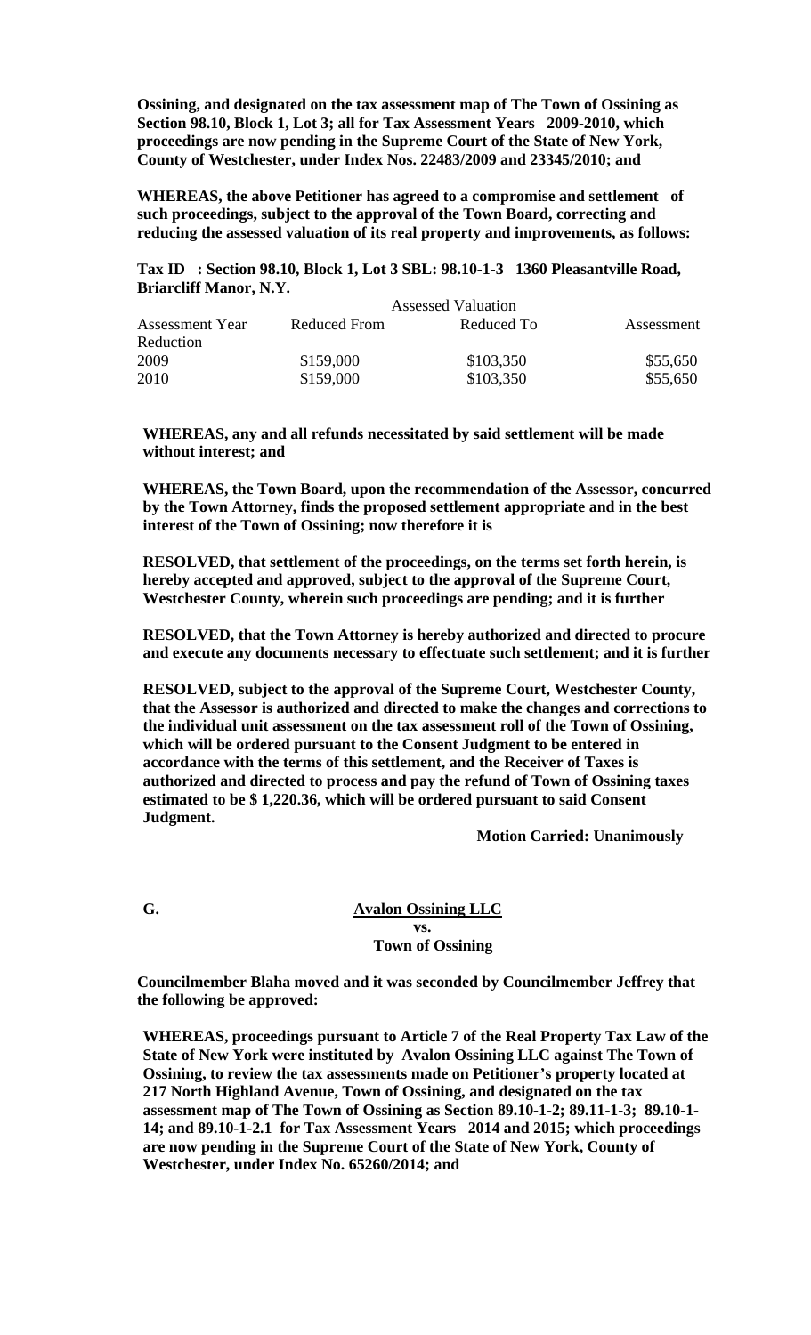**Ossining, and designated on the tax assessment map of The Town of Ossining as Section 98.10, Block 1, Lot 3; all for Tax Assessment Years 2009-2010, which proceedings are now pending in the Supreme Court of the State of New York, County of Westchester, under Index Nos. 22483/2009 and 23345/2010; and**

**WHEREAS, the above Petitioner has agreed to a compromise and settlement of such proceedings, subject to the approval of the Town Board, correcting and reducing the assessed valuation of its real property and improvements, as follows:**

**Tax ID : Section 98.10, Block 1, Lot 3 SBL: 98.10-1-3 1360 Pleasantville Road, Briarcliff Manor, N.Y.**

| | Assessed Valuation | | |
|---|---|---|---|
| Assessment Year | Reduced From | Reduced To | Assessment Reduction |
| 2009 | $159,000 | $103,350 | $55,650 |
| 2010 | $159,000 | $103,350 | $55,650 |

**WHEREAS, any and all refunds necessitated by said settlement will be made without interest; and**

**WHEREAS, the Town Board, upon the recommendation of the Assessor, concurred by the Town Attorney, finds the proposed settlement appropriate and in the best interest of the Town of Ossining; now therefore it is**

**RESOLVED, that settlement of the proceedings, on the terms set forth herein, is hereby accepted and approved, subject to the approval of the Supreme Court, Westchester County, wherein such proceedings are pending; and it is further**

**RESOLVED, that the Town Attorney is hereby authorized and directed to procure and execute any documents necessary to effectuate such settlement; and it is further**

**RESOLVED, subject to the approval of the Supreme Court, Westchester County, that the Assessor is authorized and directed to make the changes and corrections to the individual unit assessment on the tax assessment roll of the Town of Ossining, which will be ordered pursuant to the Consent Judgment to be entered in accordance with the terms of this settlement, and the Receiver of Taxes is authorized and directed to process and pay the refund of Town of Ossining taxes estimated to be $ 1,220.36, which will be ordered pursuant to said Consent Judgment.**

**Motion Carried: Unanimously**

**G.** **Avalon Ossining LLC**
**vs.**
**Town of Ossining**

**Councilmember Blaha moved and it was seconded by Councilmember Jeffrey that the following be approved:**

**WHEREAS, proceedings pursuant to Article 7 of the Real Property Tax Law of the State of New York were instituted by Avalon Ossining LLC against The Town of Ossining, to review the tax assessments made on Petitioner's property located at 217 North Highland Avenue, Town of Ossining, and designated on the tax assessment map of The Town of Ossining as Section 89.10-1-2; 89.11-1-3; 89.10-1-14; and 89.10-1-2.1 for Tax Assessment Years 2014 and 2015; which proceedings are now pending in the Supreme Court of the State of New York, County of Westchester, under Index No. 65260/2014; and**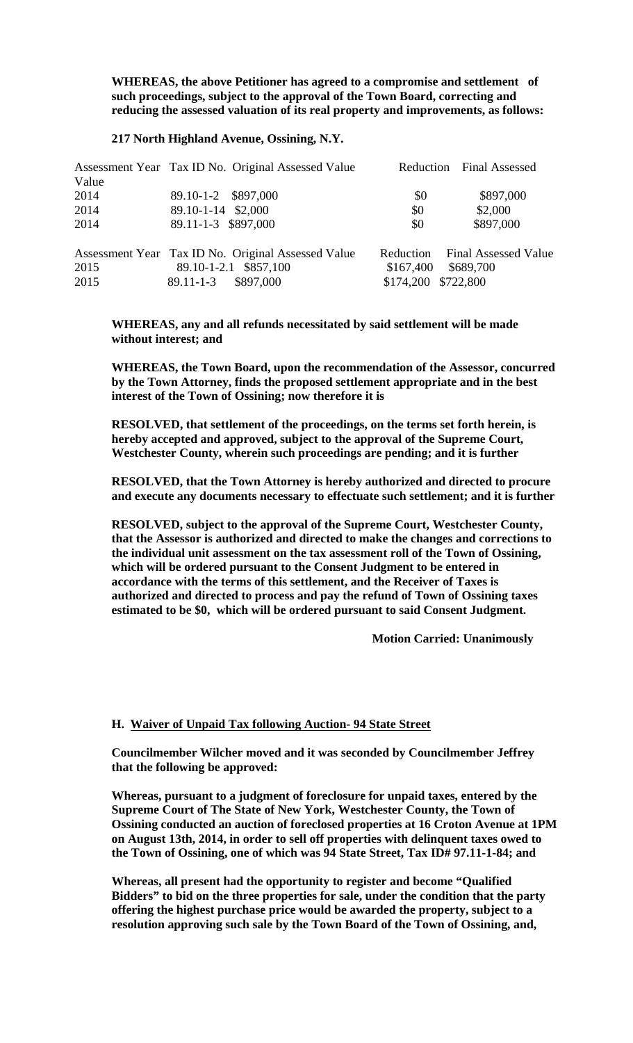**WHEREAS, the above Petitioner has agreed to a compromise and settlement of such proceedings, subject to the approval of the Town Board, correcting and reducing the assessed valuation of its real property and improvements, as follows:**

**217 North Highland Avenue, Ossining, N.Y.**

| Assessment Year | Tax ID No. | Original Assessed Value | Reduction | Final Assessed Value |
|---|---|---|---|---|
| 2014 | 89.10-1-2 | $897,000 | $0 | $897,000 |
| 2014 | 89.10-1-14 | $2,000 | $0 | $2,000 |
| 2014 | 89.11-1-3 | $897,000 | $0 | $897,000 |

| Assessment Year | Tax ID No. | Original Assessed Value | Reduction | Final Assessed Value |
|---|---|---|---|---|
| 2015 | 89.10-1-2.1 | $857,100 | $167,400 | $689,700 |
| 2015 | 89.11-1-3 | $897,000 | $174,200 | $722,800 |

**WHEREAS, any and all refunds necessitated by said settlement will be made without interest; and**

**WHEREAS, the Town Board, upon the recommendation of the Assessor, concurred by the Town Attorney, finds the proposed settlement appropriate and in the best interest of the Town of Ossining; now therefore it is**

**RESOLVED, that settlement of the proceedings, on the terms set forth herein, is hereby accepted and approved, subject to the approval of the Supreme Court, Westchester County, wherein such proceedings are pending; and it is further**

**RESOLVED, that the Town Attorney is hereby authorized and directed to procure and execute any documents necessary to effectuate such settlement; and it is further**

**RESOLVED, subject to the approval of the Supreme Court, Westchester County, that the Assessor is authorized and directed to make the changes and corrections to the individual unit assessment on the tax assessment roll of the Town of Ossining, which will be ordered pursuant to the Consent Judgment to be entered in accordance with the terms of this settlement, and the Receiver of Taxes is authorized and directed to process and pay the refund of Town of Ossining taxes estimated to be $0, which will be ordered pursuant to said Consent Judgment.**

**Motion Carried: Unanimously**

**H. <u>Waiver of Unpaid Tax following Auction- 94 State Street</u>**

**Councilmember Wilcher moved and it was seconded by Councilmember Jeffrey that the following be approved:**

**Whereas, pursuant to a judgment of foreclosure for unpaid taxes, entered by the Supreme Court of The State of New York, Westchester County, the Town of Ossining conducted an auction of foreclosed properties at 16 Croton Avenue at 1PM on August 13th, 2014, in order to sell off properties with delinquent taxes owed to the Town of Ossining, one of which was 94 State Street, Tax ID# 97.11-1-84; and**

**Whereas, all present had the opportunity to register and become "Qualified Bidders" to bid on the three properties for sale, under the condition that the party offering the highest purchase price would be awarded the property, subject to a resolution approving such sale by the Town Board of the Town of Ossining, and,**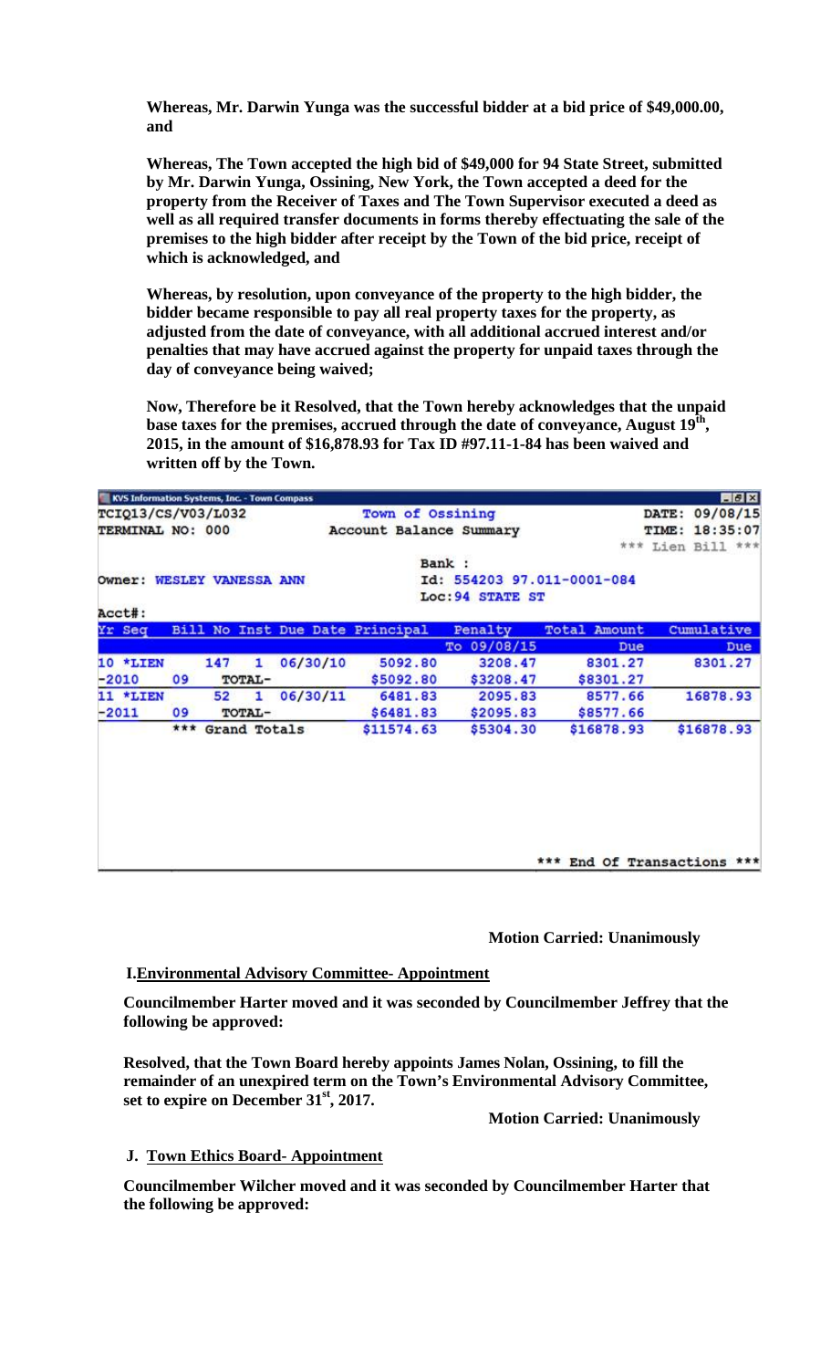**Whereas, Mr. Darwin Yunga was the successful bidder at a bid price of $49,000.00, and**

**Whereas, The Town accepted the high bid of $49,000 for 94 State Street, submitted by Mr. Darwin Yunga, Ossining, New York, the Town accepted a deed for the property from the Receiver of Taxes and The Town Supervisor executed a deed as well as all required transfer documents in forms thereby effectuating the sale of the premises to the high bidder after receipt by the Town of the bid price, receipt of which is acknowledged, and**

**Whereas, by resolution, upon conveyance of the property to the high bidder, the bidder became responsible to pay all real property taxes for the property, as adjusted from the date of conveyance, with all additional accrued interest and/or penalties that may have accrued against the property for unpaid taxes through the day of conveyance being waived;**

**Now, Therefore be it Resolved, that the Town hereby acknowledges that the unpaid base taxes for the premises, accrued through the date of conveyance, August 19th, 2015, in the amount of $16,878.93 for Tax ID #97.11-1-84 has been waived and written off by the Town.**

```
KVS Information Systems, Inc. - Town Compass
TCIQ13/CS/V03/L032            Town of Ossining                  DATE: 09/08/15
TERMINAL NO: 000              Account Balance Summary           TIME: 18:35:07
                                                                *** Lien Bill ***
                                   Bank :
Owner: WESLEY VANESSA ANN          Id: 554203 97.011-0001-084
                                   Loc: 94 STATE ST
Acct#:
```

| Yr Seq | Bill No | Inst | Due Date | Principal | Penalty To 09/08/15 | Total Amount Due | Cumulative Due |
|---|---|---|---|---|---|---|---|
| 10 *LIEN | 147 | 1 | 06/30/10 | 5092.80 | 3208.47 | 8301.27 | 8301.27 |
| -2010 09 | TOTAL- | | | $5092.80 | $3208.47 | $8301.27 | |
| 11 *LIEN | 52 | 1 | 06/30/11 | 6481.83 | 2095.83 | 8577.66 | 16878.93 |
| -2011 09 | TOTAL- | | | $6481.83 | $2095.83 | $8577.66 | |
| *** Grand Totals | | | | $11574.63 | $5304.30 | $16878.93 | $16878.93 |

*** End Of Transactions ***

**Motion Carried: Unanimously**

**I. Environmental Advisory Committee- Appointment**

**Councilmember Harter moved and it was seconded by Councilmember Jeffrey that the following be approved:**

**Resolved, that the Town Board hereby appoints James Nolan, Ossining, to fill the remainder of an unexpired term on the Town's Environmental Advisory Committee, set to expire on December 31st, 2017.**

**Motion Carried: Unanimously**

**J. Town Ethics Board- Appointment**

**Councilmember Wilcher moved and it was seconded by Councilmember Harter that the following be approved:**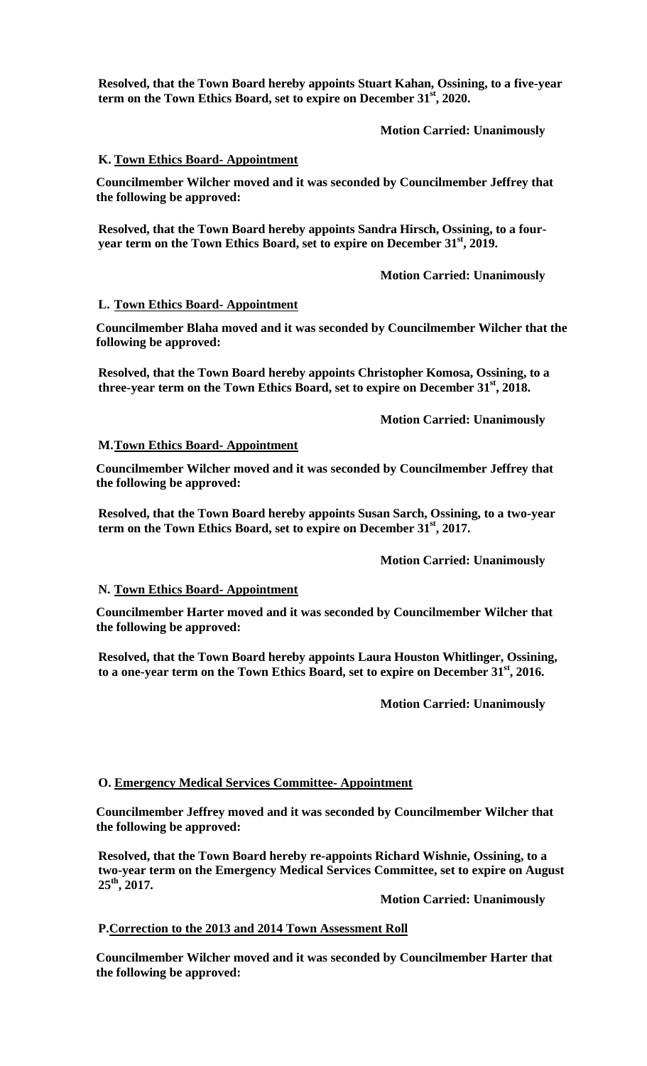**Resolved, that the Town Board hereby appoints Stuart Kahan, Ossining, to a five-year term on the Town Ethics Board, set to expire on December 31st, 2020.**

**Motion Carried: Unanimously**

**K. Town Ethics Board- Appointment**

**Councilmember Wilcher moved and it was seconded by Councilmember Jeffrey that the following be approved:**

**Resolved, that the Town Board hereby appoints Sandra Hirsch, Ossining, to a four-year term on the Town Ethics Board, set to expire on December 31st, 2019.**

**Motion Carried: Unanimously**

**L. Town Ethics Board- Appointment**

**Councilmember Blaha moved and it was seconded by Councilmember Wilcher that the following be approved:**

**Resolved, that the Town Board hereby appoints Christopher Komosa, Ossining, to a three-year term on the Town Ethics Board, set to expire on December 31st, 2018.**

**Motion Carried: Unanimously**

**M. Town Ethics Board- Appointment**

**Councilmember Wilcher moved and it was seconded by Councilmember Jeffrey that the following be approved:**

**Resolved, that the Town Board hereby appoints Susan Sarch, Ossining, to a two-year term on the Town Ethics Board, set to expire on December 31st, 2017.**

**Motion Carried: Unanimously**

**N. Town Ethics Board- Appointment**

**Councilmember Harter moved and it was seconded by Councilmember Wilcher that the following be approved:**

**Resolved, that the Town Board hereby appoints Laura Houston Whitlinger, Ossining, to a one-year term on the Town Ethics Board, set to expire on December 31st, 2016.**

**Motion Carried: Unanimously**

**O. Emergency Medical Services Committee- Appointment**

**Councilmember Jeffrey moved and it was seconded by Councilmember Wilcher that the following be approved:**

**Resolved, that the Town Board hereby re-appoints Richard Wishnie, Ossining, to a two-year term on the Emergency Medical Services Committee, set to expire on August 25th, 2017.**

**Motion Carried: Unanimously**

**P. Correction to the 2013 and 2014 Town Assessment Roll**

**Councilmember Wilcher moved and it was seconded by Councilmember Harter that the following be approved:**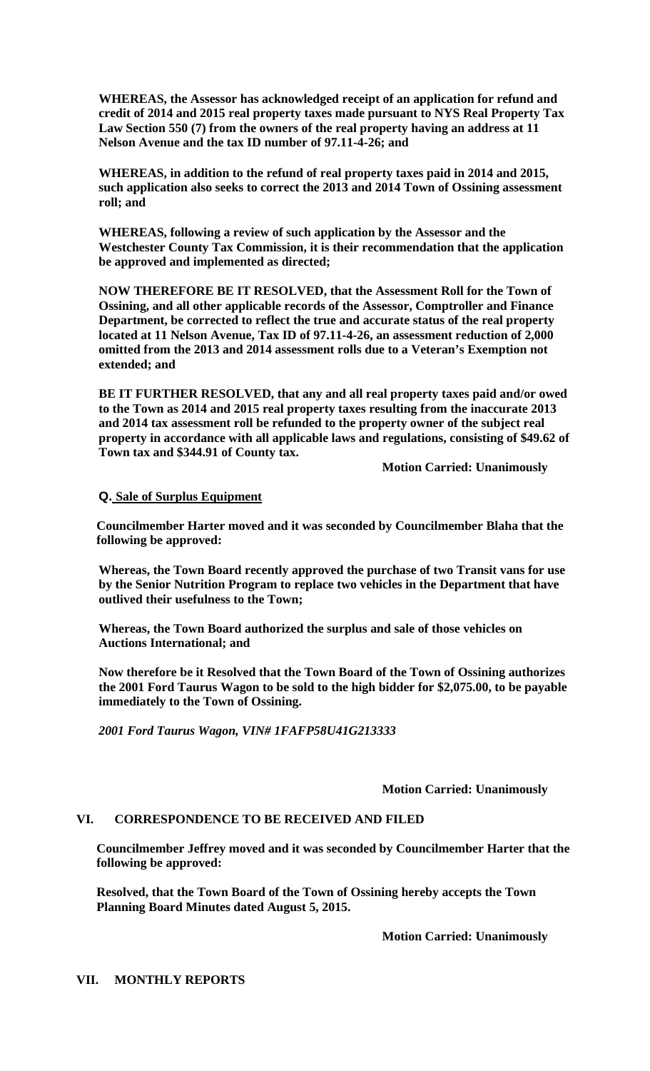**WHEREAS, the Assessor has acknowledged receipt of an application for refund and credit of 2014 and 2015 real property taxes made pursuant to NYS Real Property Tax Law Section 550 (7) from the owners of the real property having an address at 11 Nelson Avenue and the tax ID number of 97.11-4-26; and**

**WHEREAS, in addition to the refund of real property taxes paid in 2014 and 2015, such application also seeks to correct the 2013 and 2014 Town of Ossining assessment roll; and**

**WHEREAS, following a review of such application by the Assessor and the Westchester County Tax Commission, it is their recommendation that the application be approved and implemented as directed;**

**NOW THEREFORE BE IT RESOLVED, that the Assessment Roll for the Town of Ossining, and all other applicable records of the Assessor, Comptroller and Finance Department, be corrected to reflect the true and accurate status of the real property located at 11 Nelson Avenue, Tax ID of 97.11-4-26, an assessment reduction of 2,000 omitted from the 2013 and 2014 assessment rolls due to a Veteran's Exemption not extended; and**

**BE IT FURTHER RESOLVED, that any and all real property taxes paid and/or owed to the Town as 2014 and 2015 real property taxes resulting from the inaccurate 2013 and 2014 tax assessment roll be refunded to the property owner of the subject real property in accordance with all applicable laws and regulations, consisting of $49.62 of Town tax and $344.91 of County tax.**

**Motion Carried: Unanimously**

### Q. Sale of Surplus Equipment

**Councilmember Harter moved and it was seconded by Councilmember Blaha that the following be approved:**

**Whereas, the Town Board recently approved the purchase of two Transit vans for use by the Senior Nutrition Program to replace two vehicles in the Department that have outlived their usefulness to the Town;**

**Whereas, the Town Board authorized the surplus and sale of those vehicles on Auctions International; and**

**Now therefore be it Resolved that the Town Board of the Town of Ossining authorizes the 2001 Ford Taurus Wagon to be sold to the high bidder for $2,075.00, to be payable immediately to the Town of Ossining.**

***2001 Ford Taurus Wagon, VIN# 1FAFP58U41G213333***

**Motion Carried: Unanimously**

## VI. CORRESPONDENCE TO BE RECEIVED AND FILED

**Councilmember Jeffrey moved and it was seconded by Councilmember Harter that the following be approved:**

**Resolved, that the Town Board of the Town of Ossining hereby accepts the Town Planning Board Minutes dated August 5, 2015.**

**Motion Carried: Unanimously**

## VII. MONTHLY REPORTS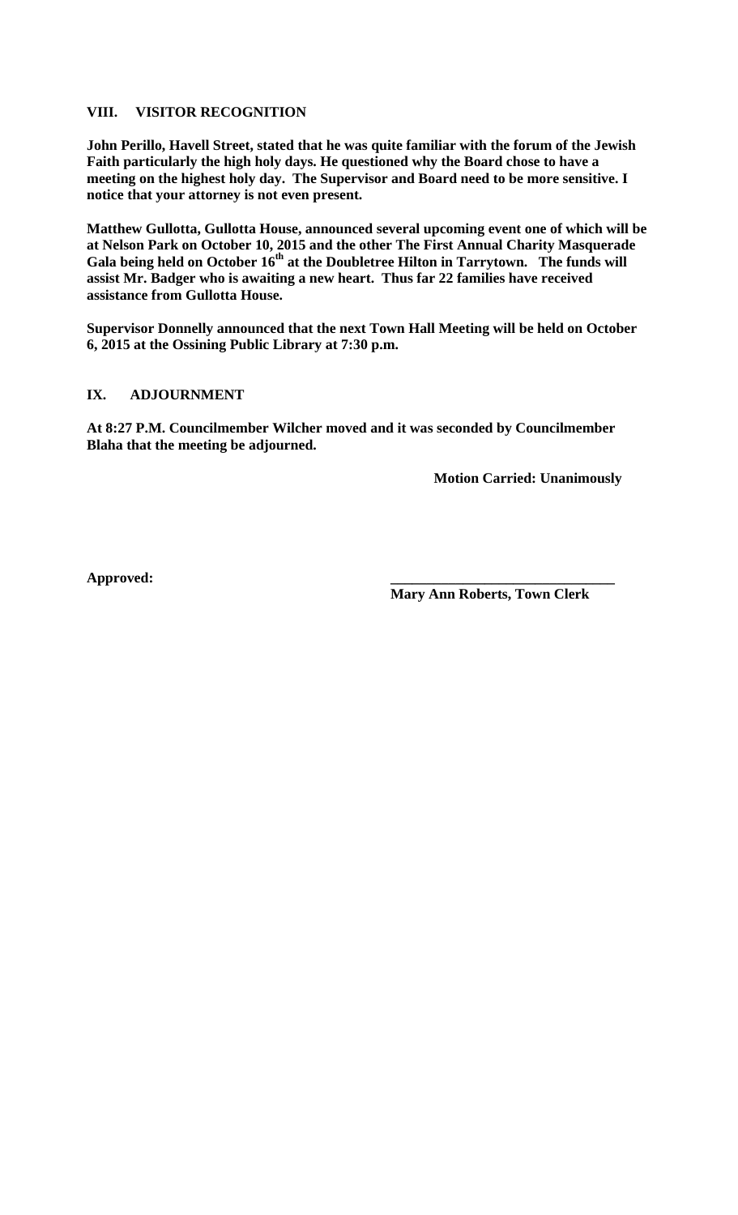## VIII. VISITOR RECOGNITION

**John Perillo, Havell Street, stated that he was quite familiar with the forum of the Jewish Faith particularly the high holy days. He questioned why the Board chose to have a meeting on the highest holy day. The Supervisor and Board need to be more sensitive. I notice that your attorney is not even present.**

**Matthew Gullotta, Gullotta House, announced several upcoming event one of which will be at Nelson Park on October 10, 2015 and the other The First Annual Charity Masquerade Gala being held on October 16th at the Doubletree Hilton in Tarrytown. The funds will assist Mr. Badger who is awaiting a new heart. Thus far 22 families have received assistance from Gullotta House.**

**Supervisor Donnelly announced that the next Town Hall Meeting will be held on October 6, 2015 at the Ossining Public Library at 7:30 p.m.**

## IX. ADJOURNMENT

**At 8:27 P.M. Councilmember Wilcher moved and it was seconded by Councilmember Blaha that the meeting be adjourned.**

**Motion Carried: Unanimously**

**Approved:** \_\_\_\_\_\_\_\_\_\_\_\_\_\_\_\_\_\_\_\_\_\_\_\_\_\_\_\_\_\_\_

**Mary Ann Roberts, Town Clerk**